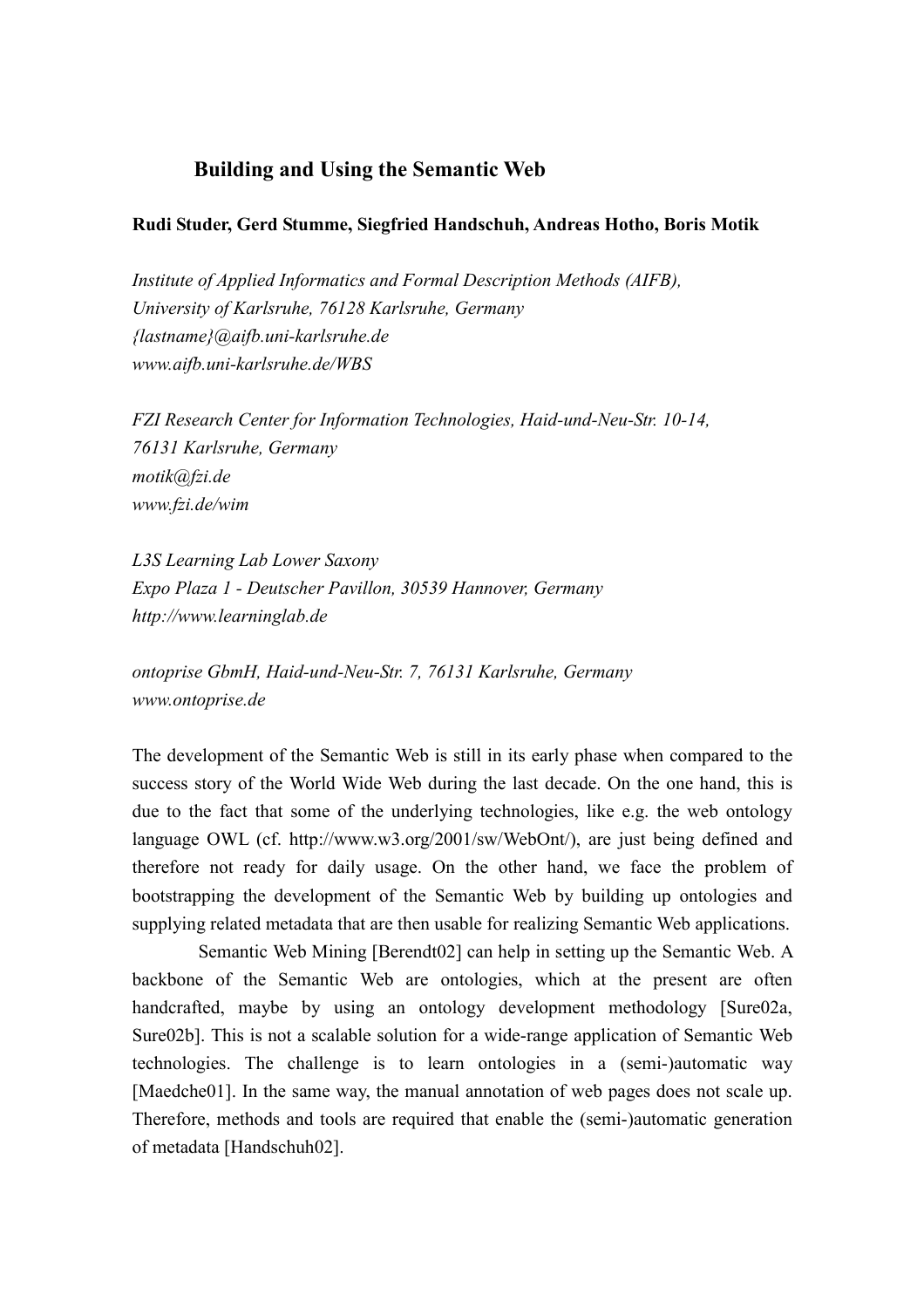# Building and Using the Semantic Web

**Rudi Studer, Gerd Stumme, Siegfried Handschuh, Andreas Hotho, Boris Motik**

*Institute of Applied Informatics and Formal Description Methods (AIFB),*
*University of Karlsruhe, 76128 Karlsruhe, Germany*
*{lastname}@aifb.uni-karlsruhe.de*
*www.aifb.uni-karlsruhe.de/WBS*

*FZI Research Center for Information Technologies, Haid-und-Neu-Str. 10-14,*
*76131 Karlsruhe, Germany*
*motik@fzi.de*
*www.fzi.de/wim*

*L3S Learning Lab Lower Saxony*
*Expo Plaza 1 - Deutscher Pavillon, 30539 Hannover, Germany*
*http://www.learninglab.de*

*ontoprise GbmH, Haid-und-Neu-Str. 7, 76131 Karlsruhe, Germany*
*www.ontoprise.de*

The development of the Semantic Web is still in its early phase when compared to the success story of the World Wide Web during the last decade. On the one hand, this is due to the fact that some of the underlying technologies, like e.g. the web ontology language OWL (cf. http://www.w3.org/2001/sw/WebOnt/), are just being defined and therefore not ready for daily usage. On the other hand, we face the problem of bootstrapping the development of the Semantic Web by building up ontologies and supplying related metadata that are then usable for realizing Semantic Web applications.

Semantic Web Mining [Berendt02] can help in setting up the Semantic Web. A backbone of the Semantic Web are ontologies, which at the present are often handcrafted, maybe by using an ontology development methodology [Sure02a, Sure02b]. This is not a scalable solution for a wide-range application of Semantic Web technologies. The challenge is to learn ontologies in a (semi-)automatic way [Maedche01]. In the same way, the manual annotation of web pages does not scale up. Therefore, methods and tools are required that enable the (semi-)automatic generation of metadata [Handschuh02].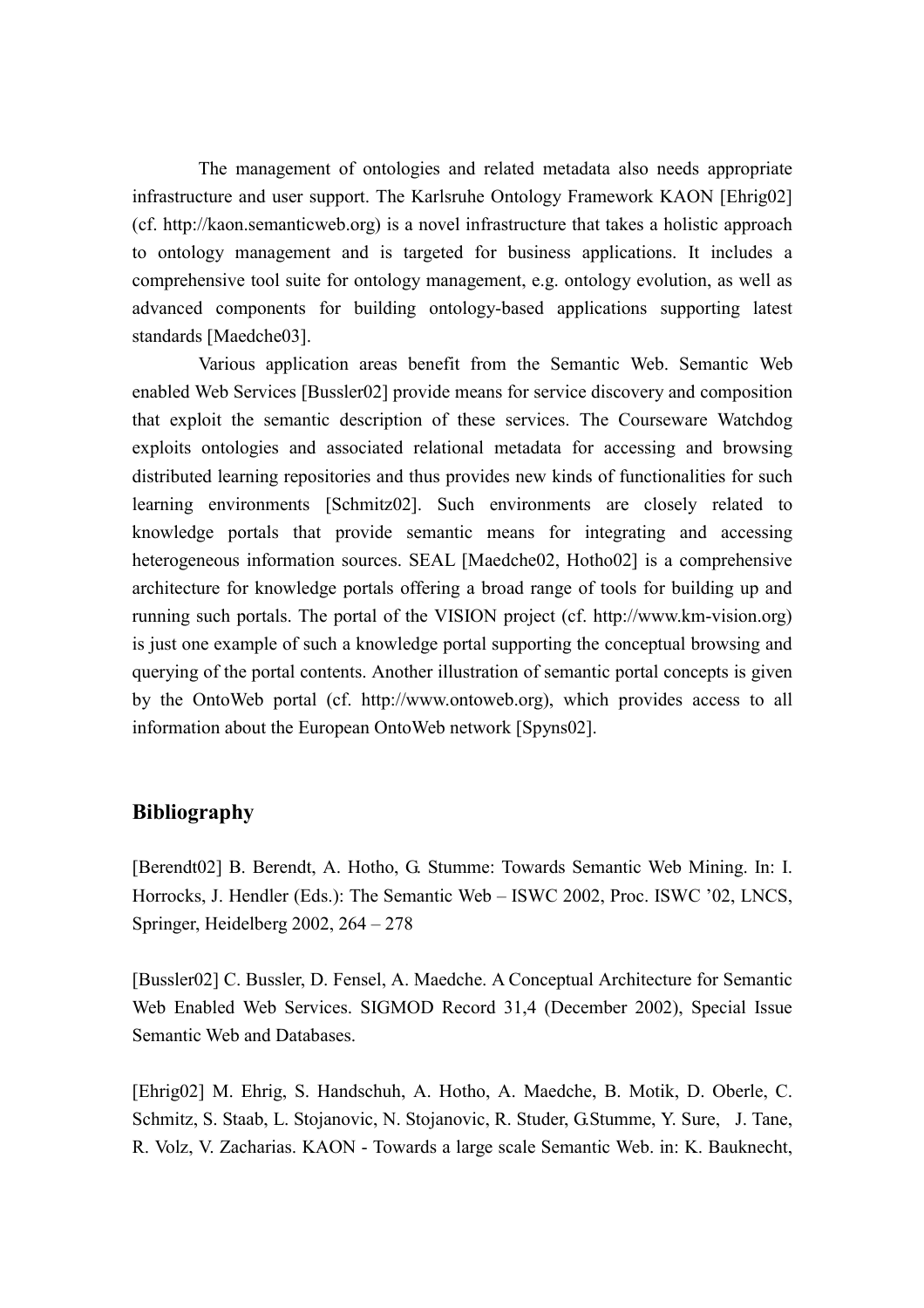The management of ontologies and related metadata also needs appropriate infrastructure and user support. The Karlsruhe Ontology Framework KAON [Ehrig02] (cf. http://kaon.semanticweb.org) is a novel infrastructure that takes a holistic approach to ontology management and is targeted for business applications. It includes a comprehensive tool suite for ontology management, e.g. ontology evolution, as well as advanced components for building ontology-based applications supporting latest standards [Maedche03].

Various application areas benefit from the Semantic Web. Semantic Web enabled Web Services [Bussler02] provide means for service discovery and composition that exploit the semantic description of these services. The Courseware Watchdog exploits ontologies and associated relational metadata for accessing and browsing distributed learning repositories and thus provides new kinds of functionalities for such learning environments [Schmitz02]. Such environments are closely related to knowledge portals that provide semantic means for integrating and accessing heterogeneous information sources. SEAL [Maedche02, Hotho02] is a comprehensive architecture for knowledge portals offering a broad range of tools for building up and running such portals. The portal of the VISION project (cf. http://www.km-vision.org) is just one example of such a knowledge portal supporting the conceptual browsing and querying of the portal contents. Another illustration of semantic portal concepts is given by the OntoWeb portal (cf. http://www.ontoweb.org), which provides access to all information about the European OntoWeb network [Spyns02].

## Bibliography

[Berendt02] B. Berendt, A. Hotho, G. Stumme: Towards Semantic Web Mining. In: I. Horrocks, J. Hendler (Eds.): The Semantic Web – ISWC 2002, Proc. ISWC '02, LNCS, Springer, Heidelberg 2002, 264 – 278

[Bussler02] C. Bussler, D. Fensel, A. Maedche. A Conceptual Architecture for Semantic Web Enabled Web Services. SIGMOD Record 31,4 (December 2002), Special Issue Semantic Web and Databases.

[Ehrig02] M. Ehrig, S. Handschuh, A. Hotho, A. Maedche, B. Motik, D. Oberle, C. Schmitz, S. Staab, L. Stojanovic, N. Stojanovic, R. Studer, G.Stumme, Y. Sure, J. Tane, R. Volz, V. Zacharias. KAON - Towards a large scale Semantic Web. in: K. Bauknecht,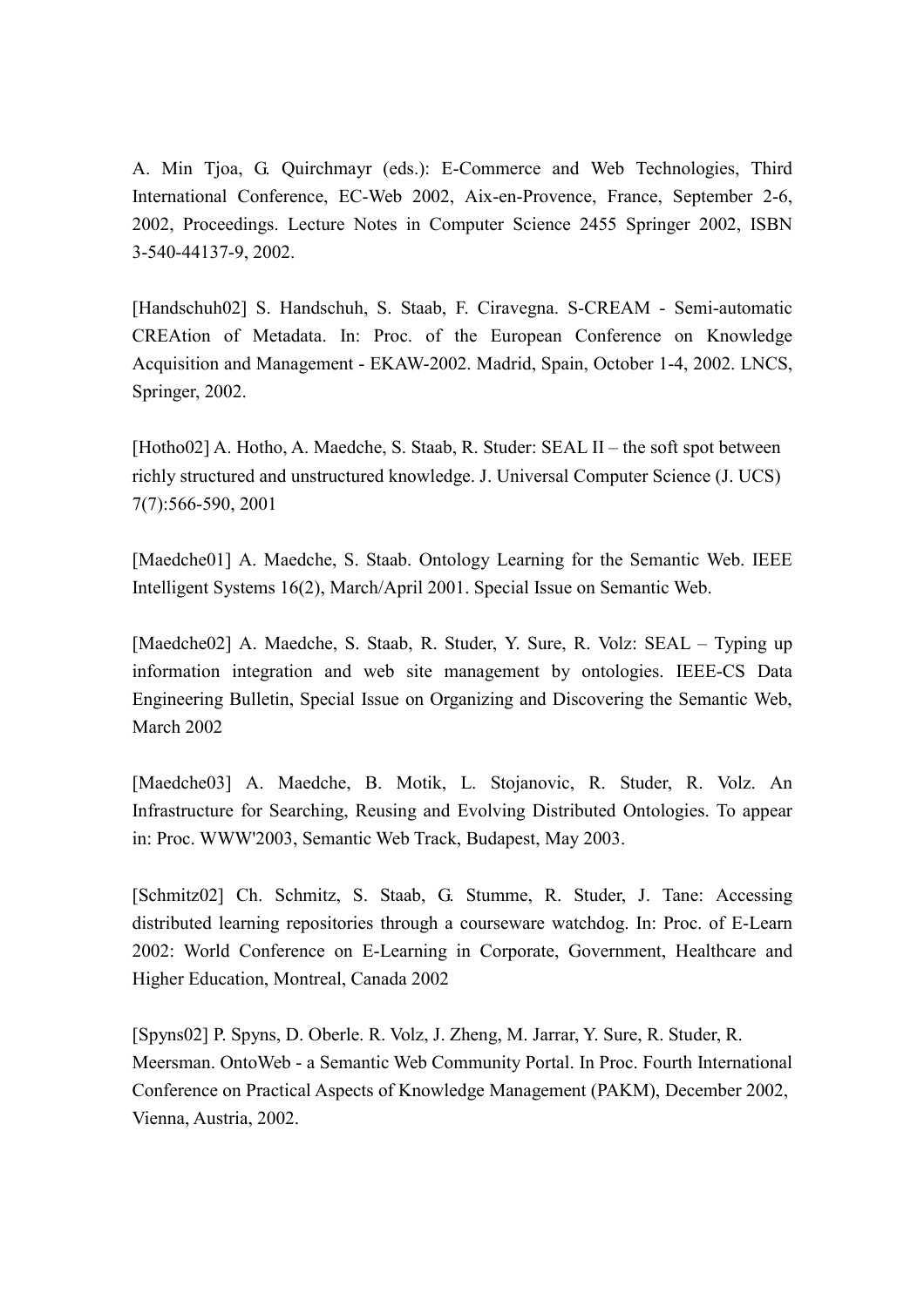A. Min Tjoa, G. Quirchmayr (eds.): E-Commerce and Web Technologies, Third International Conference, EC-Web 2002, Aix-en-Provence, France, September 2-6, 2002, Proceedings. Lecture Notes in Computer Science 2455 Springer 2002, ISBN 3-540-44137-9, 2002.

[Handschuh02] S. Handschuh, S. Staab, F. Ciravegna. S-CREAM - Semi-automatic CREAtion of Metadata. In: Proc. of the European Conference on Knowledge Acquisition and Management - EKAW-2002. Madrid, Spain, October 1-4, 2002. LNCS, Springer, 2002.

[Hotho02] A. Hotho, A. Maedche, S. Staab, R. Studer: SEAL II – the soft spot between richly structured and unstructured knowledge. J. Universal Computer Science (J. UCS) 7(7):566-590, 2001

[Maedche01] A. Maedche, S. Staab. Ontology Learning for the Semantic Web. IEEE Intelligent Systems 16(2), March/April 2001. Special Issue on Semantic Web.

[Maedche02] A. Maedche, S. Staab, R. Studer, Y. Sure, R. Volz: SEAL – Typing up information integration and web site management by ontologies. IEEE-CS Data Engineering Bulletin, Special Issue on Organizing and Discovering the Semantic Web, March 2002

[Maedche03] A. Maedche, B. Motik, L. Stojanovic, R. Studer, R. Volz. An Infrastructure for Searching, Reusing and Evolving Distributed Ontologies. To appear in: Proc. WWW'2003, Semantic Web Track, Budapest, May 2003.

[Schmitz02] Ch. Schmitz, S. Staab, G. Stumme, R. Studer, J. Tane: Accessing distributed learning repositories through a courseware watchdog. In: Proc. of E-Learn 2002: World Conference on E-Learning in Corporate, Government, Healthcare and Higher Education, Montreal, Canada 2002

[Spyns02] P. Spyns, D. Oberle. R. Volz, J. Zheng, M. Jarrar, Y. Sure, R. Studer, R. Meersman. OntoWeb - a Semantic Web Community Portal. In Proc. Fourth International Conference on Practical Aspects of Knowledge Management (PAKM), December 2002, Vienna, Austria, 2002.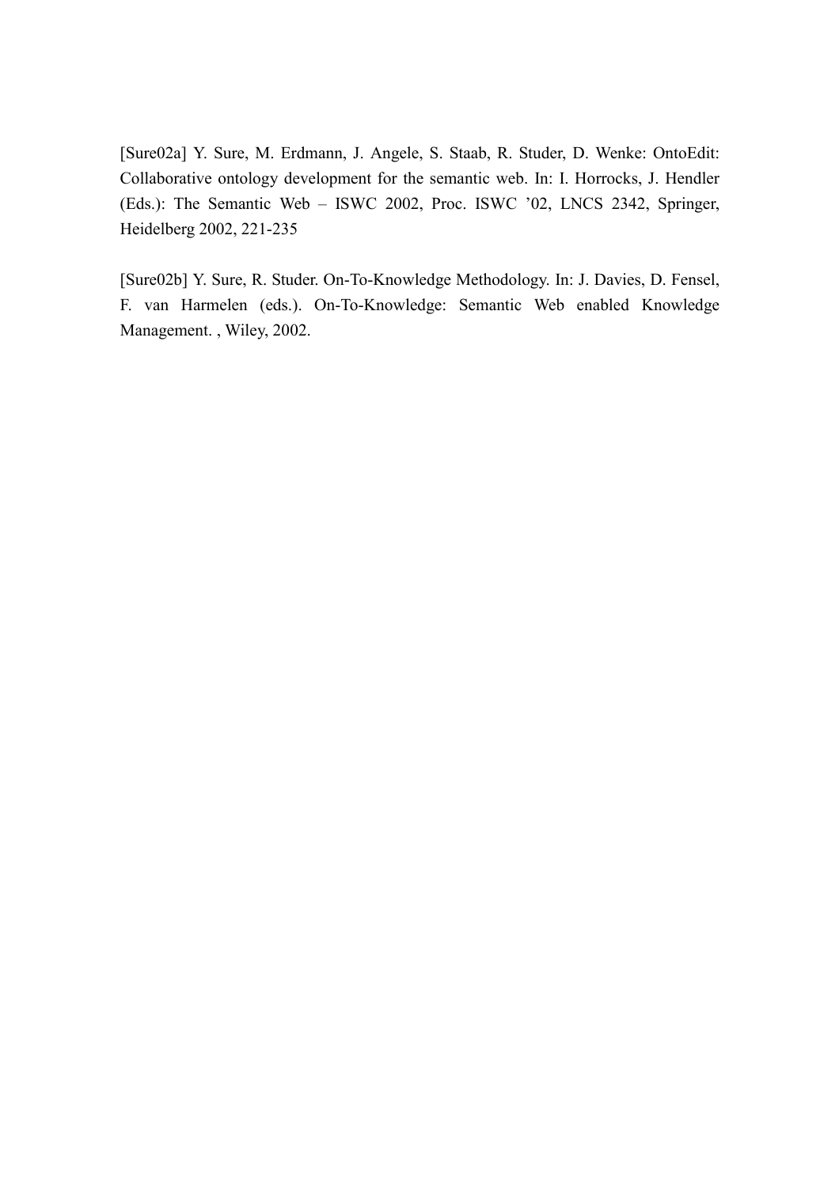[Sure02a] Y. Sure, M. Erdmann, J. Angele, S. Staab, R. Studer, D. Wenke: OntoEdit: Collaborative ontology development for the semantic web. In: I. Horrocks, J. Hendler (Eds.): The Semantic Web – ISWC 2002, Proc. ISWC '02, LNCS 2342, Springer, Heidelberg 2002, 221-235

[Sure02b] Y. Sure, R. Studer. On-To-Knowledge Methodology. In: J. Davies, D. Fensel, F. van Harmelen (eds.). On-To-Knowledge: Semantic Web enabled Knowledge Management. , Wiley, 2002.